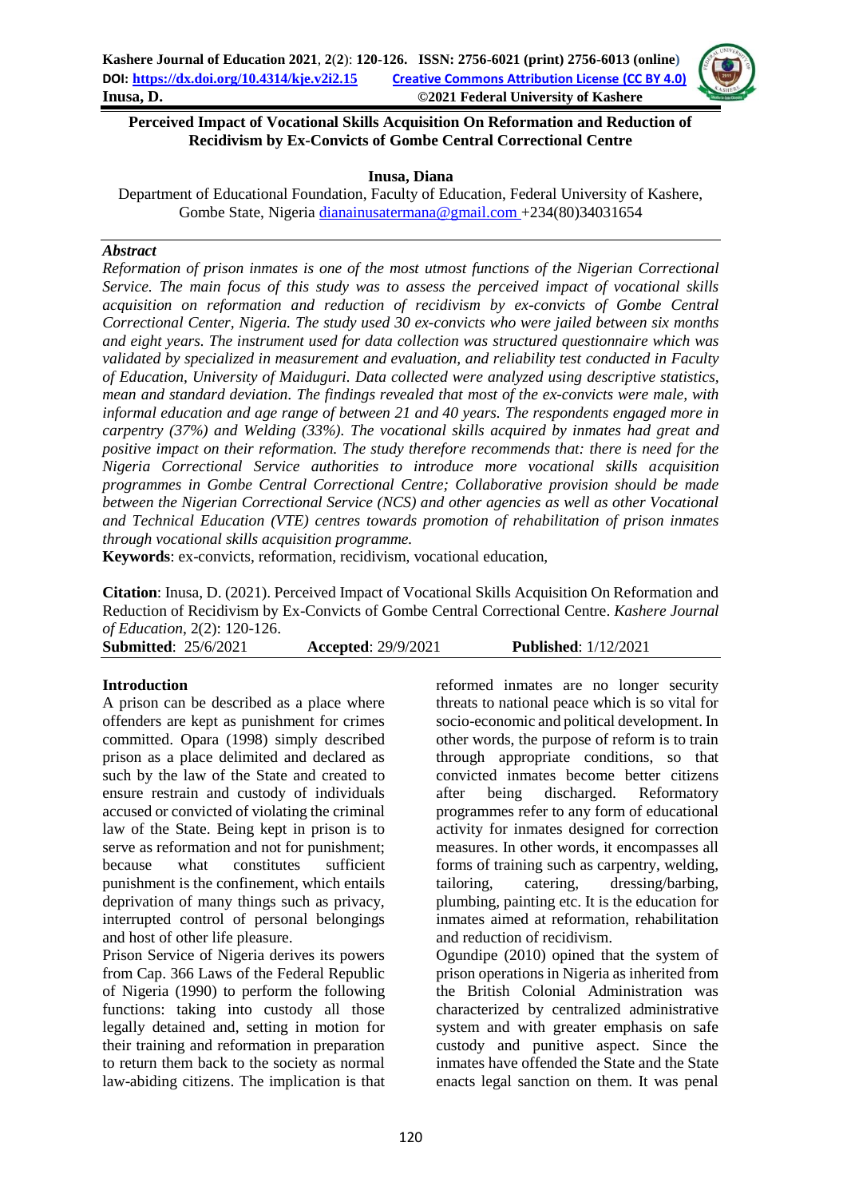# Perceived Impact of Vocational Skills Acquisition On Reformation and Reduction of Recidivism by Ex-Convicts of Gombe Central Correctional Centre

**Inusa, Diana**

Department of Educational Foundation, Faculty of Education, Federal University of Kashere, Gombe State, Nigeria dianainusatermana@gmail.com +234(80)34031654

## *Abstract*

*Reformation of prison inmates is one of the most utmost functions of the Nigerian Correctional Service. The main focus of this study was to assess the perceived impact of vocational skills acquisition on reformation and reduction of recidivism by ex-convicts of Gombe Central Correctional Center, Nigeria. The study used 30 ex-convicts who were jailed between six months and eight years. The instrument used for data collection was structured questionnaire which was validated by specialized in measurement and evaluation, and reliability test conducted in Faculty of Education, University of Maiduguri. Data collected were analyzed using descriptive statistics, mean and standard deviation. The findings revealed that most of the ex-convicts were male, with informal education and age range of between 21 and 40 years. The respondents engaged more in carpentry (37%) and Welding (33%). The vocational skills acquired by inmates had great and positive impact on their reformation. The study therefore recommends that: there is need for the Nigeria Correctional Service authorities to introduce more vocational skills acquisition programmes in Gombe Central Correctional Centre; Collaborative provision should be made between the Nigerian Correctional Service (NCS) and other agencies as well as other Vocational and Technical Education (VTE) centres towards promotion of rehabilitation of prison inmates through vocational skills acquisition programme.*

**Keywords**: ex-convicts, reformation, recidivism, vocational education,

**Citation**: Inusa, D. (2021). Perceived Impact of Vocational Skills Acquisition On Reformation and Reduction of Recidivism by Ex-Convicts of Gombe Central Correctional Centre. *Kashere Journal of Education*, 2(2): 120-126.

**Submitted**: 25/6/2021 **Accepted**: 29/9/2021 **Published**: 1/12/2021

## Introduction

A prison can be described as a place where offenders are kept as punishment for crimes committed. Opara (1998) simply described prison as a place delimited and declared as such by the law of the State and created to ensure restrain and custody of individuals accused or convicted of violating the criminal law of the State. Being kept in prison is to serve as reformation and not for punishment; because what constitutes sufficient punishment is the confinement, which entails deprivation of many things such as privacy, interrupted control of personal belongings and host of other life pleasure.

Prison Service of Nigeria derives its powers from Cap. 366 Laws of the Federal Republic of Nigeria (1990) to perform the following functions: taking into custody all those legally detained and, setting in motion for their training and reformation in preparation to return them back to the society as normal law-abiding citizens. The implication is that reformed inmates are no longer security threats to national peace which is so vital for socio-economic and political development. In other words, the purpose of reform is to train through appropriate conditions, so that convicted inmates become better citizens after being discharged. Reformatory programmes refer to any form of educational activity for inmates designed for correction measures. In other words, it encompasses all forms of training such as carpentry, welding, tailoring, catering, dressing/barbing, plumbing, painting etc. It is the education for inmates aimed at reformation, rehabilitation and reduction of recidivism.

Ogundipe (2010) opined that the system of prison operations in Nigeria as inherited from the British Colonial Administration was characterized by centralized administrative system and with greater emphasis on safe custody and punitive aspect. Since the inmates have offended the State and the State enacts legal sanction on them. It was penal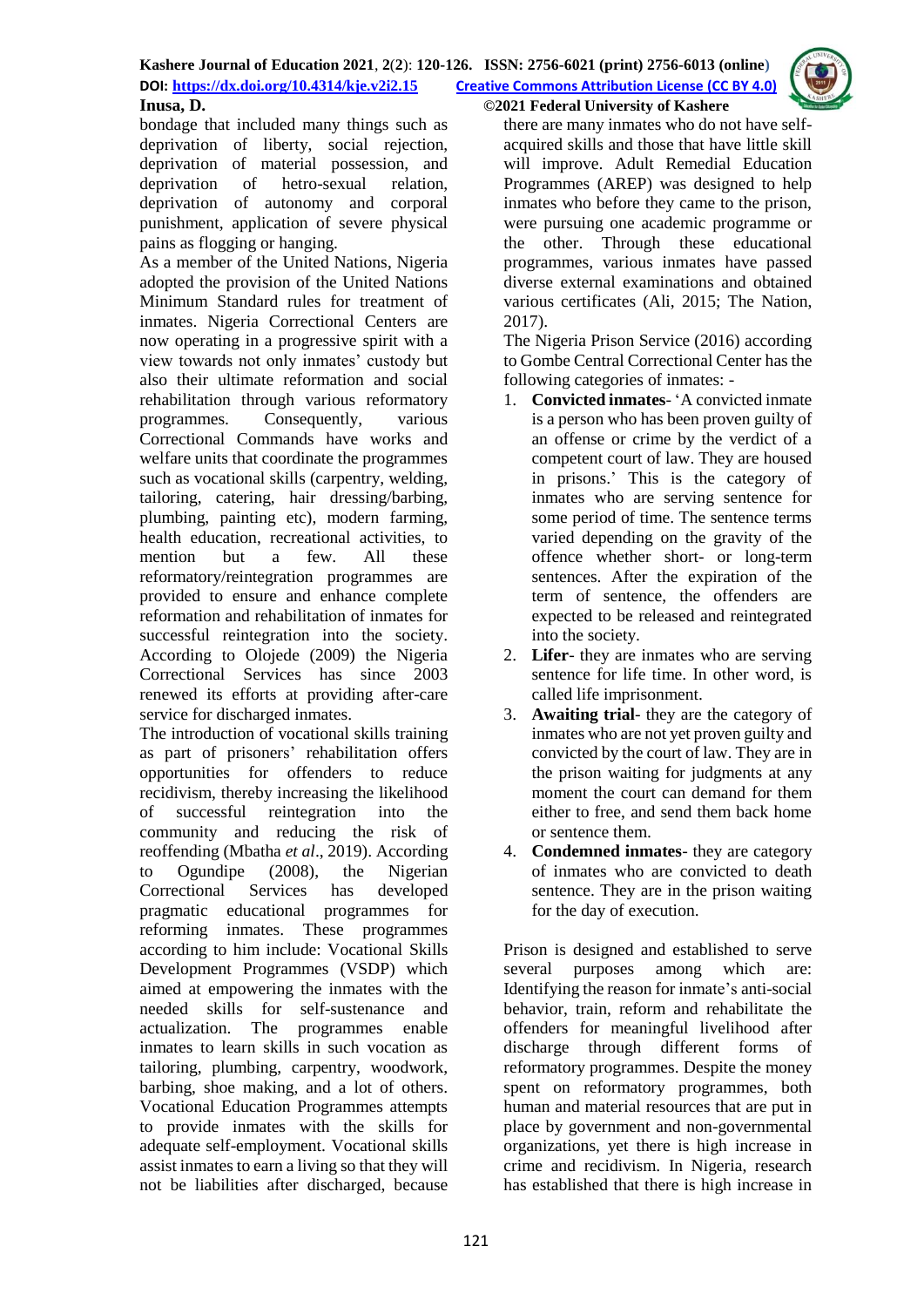bondage that included many things such as deprivation of liberty, social rejection, deprivation of material possession, and deprivation of hetro-sexual relation, deprivation of autonomy and corporal punishment, application of severe physical pains as flogging or hanging.

As a member of the United Nations, Nigeria adopted the provision of the United Nations Minimum Standard rules for treatment of inmates. Nigeria Correctional Centers are now operating in a progressive spirit with a view towards not only inmates' custody but also their ultimate reformation and social rehabilitation through various reformatory programmes. Consequently, various Correctional Commands have works and welfare units that coordinate the programmes such as vocational skills (carpentry, welding, tailoring, catering, hair dressing/barbing, plumbing, painting etc), modern farming, health education, recreational activities, to mention but a few. All these reformatory/reintegration programmes are provided to ensure and enhance complete reformation and rehabilitation of inmates for successful reintegration into the society. According to Olojede (2009) the Nigeria Correctional Services has since 2003 renewed its efforts at providing after-care service for discharged inmates.

The introduction of vocational skills training as part of prisoners' rehabilitation offers opportunities for offenders to reduce recidivism, thereby increasing the likelihood of successful reintegration into the community and reducing the risk of reoffending (Mbatha *et al*., 2019). According to Ogundipe (2008), the Nigerian Correctional Services has developed pragmatic educational programmes for reforming inmates. These programmes according to him include: Vocational Skills Development Programmes (VSDP) which aimed at empowering the inmates with the needed skills for self-sustenance and actualization. The programmes enable inmates to learn skills in such vocation as tailoring, plumbing, carpentry, woodwork, barbing, shoe making, and a lot of others. Vocational Education Programmes attempts to provide inmates with the skills for adequate self-employment. Vocational skills assist inmates to earn a living so that they will not be liabilities after discharged, because there are many inmates who do not have self-acquired skills and those that have little skill will improve. Adult Remedial Education Programmes (AREP) was designed to help inmates who before they came to the prison, were pursuing one academic programme or the other. Through these educational programmes, various inmates have passed diverse external examinations and obtained various certificates (Ali, 2015; The Nation, 2017).

The Nigeria Prison Service (2016) according to Gombe Central Correctional Center has the following categories of inmates: -

1. **Convicted inmates**- 'A convicted inmate is a person who has been proven guilty of an offense or crime by the verdict of a competent court of law. They are housed in prisons.' This is the category of inmates who are serving sentence for some period of time. The sentence terms varied depending on the gravity of the offence whether short- or long-term sentences. After the expiration of the term of sentence, the offenders are expected to be released and reintegrated into the society.
2. **Lifer**- they are inmates who are serving sentence for life time. In other word, is called life imprisonment.
3. **Awaiting trial**- they are the category of inmates who are not yet proven guilty and convicted by the court of law. They are in the prison waiting for judgments at any moment the court can demand for them either to free, and send them back home or sentence them.
4. **Condemned inmates**- they are category of inmates who are convicted to death sentence. They are in the prison waiting for the day of execution.

Prison is designed and established to serve several purposes among which are: Identifying the reason for inmate's anti-social behavior, train, reform and rehabilitate the offenders for meaningful livelihood after discharge through different forms of reformatory programmes. Despite the money spent on reformatory programmes, both human and material resources that are put in place by government and non-governmental organizations, yet there is high increase in crime and recidivism. In Nigeria, research has established that there is high increase in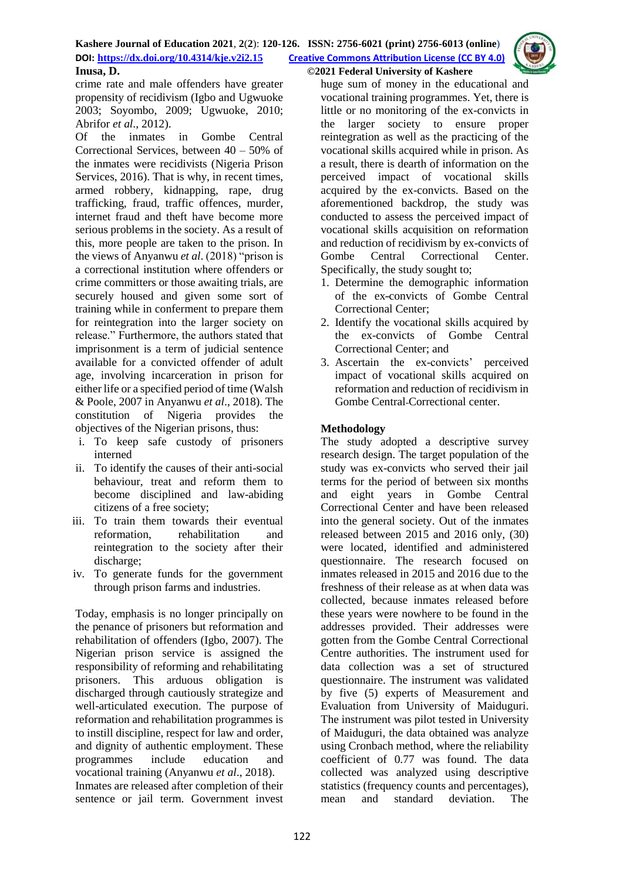crime rate and male offenders have greater propensity of recidivism (Igbo and Ugwuoke 2003; Soyombo, 2009; Ugwuoke, 2010; Abrifor *et al*., 2012).

Of the inmates in Gombe Central Correctional Services, between 40 – 50% of the inmates were recidivists (Nigeria Prison Services, 2016). That is why, in recent times, armed robbery, kidnapping, rape, drug trafficking, fraud, traffic offences, murder, internet fraud and theft have become more serious problems in the society. As a result of this, more people are taken to the prison. In the views of Anyanwu *et al*. (2018) "prison is a correctional institution where offenders or crime committers or those awaiting trials, are securely housed and given some sort of training while in conferment to prepare them for reintegration into the larger society on release." Furthermore, the authors stated that imprisonment is a term of judicial sentence available for a convicted offender of adult age, involving incarceration in prison for either life or a specified period of time (Walsh & Poole, 2007 in Anyanwu *et al*., 2018). The constitution of Nigeria provides the objectives of the Nigerian prisons, thus:

i. To keep safe custody of prisoners interned
ii. To identify the causes of their anti-social behaviour, treat and reform them to become disciplined and law-abiding citizens of a free society;
iii. To train them towards their eventual reformation, rehabilitation and reintegration to the society after their discharge;
iv. To generate funds for the government through prison farms and industries.

Today, emphasis is no longer principally on the penance of prisoners but reformation and rehabilitation of offenders (Igbo, 2007). The Nigerian prison service is assigned the responsibility of reforming and rehabilitating prisoners. This arduous obligation is discharged through cautiously strategize and well-articulated execution. The purpose of reformation and rehabilitation programmes is to instill discipline, respect for law and order, and dignity of authentic employment. These programmes include education and vocational training (Anyanwu *et al*., 2018).

Inmates are released after completion of their sentence or jail term. Government invest huge sum of money in the educational and vocational training programmes. Yet, there is little or no monitoring of the ex-convicts in the larger society to ensure proper reintegration as well as the practicing of the vocational skills acquired while in prison. As a result, there is dearth of information on the perceived impact of vocational skills acquired by the ex-convicts. Based on the aforementioned backdrop, the study was conducted to assess the perceived impact of vocational skills acquisition on reformation and reduction of recidivism by ex-convicts of Gombe Central Correctional Center. Specifically, the study sought to;

1. Determine the demographic information of the ex-convicts of Gombe Central Correctional Center;
2. Identify the vocational skills acquired by the ex-convicts of Gombe Central Correctional Center; and
3. Ascertain the ex-convicts' perceived impact of vocational skills acquired on reformation and reduction of recidivism in Gombe Central Correctional center.

## Methodology

The study adopted a descriptive survey research design. The target population of the study was ex-convicts who served their jail terms for the period of between six months and eight years in Gombe Central Correctional Center and have been released into the general society. Out of the inmates released between 2015 and 2016 only, (30) were located, identified and administered questionnaire. The research focused on inmates released in 2015 and 2016 due to the freshness of their release as at when data was collected, because inmates released before these years were nowhere to be found in the addresses provided. Their addresses were gotten from the Gombe Central Correctional Centre authorities. The instrument used for data collection was a set of structured questionnaire. The instrument was validated by five (5) experts of Measurement and Evaluation from University of Maiduguri. The instrument was pilot tested in University of Maiduguri, the data obtained was analyze using Cronbach method, where the reliability coefficient of 0.77 was found. The data collected was analyzed using descriptive statistics (frequency counts and percentages), mean and standard deviation. The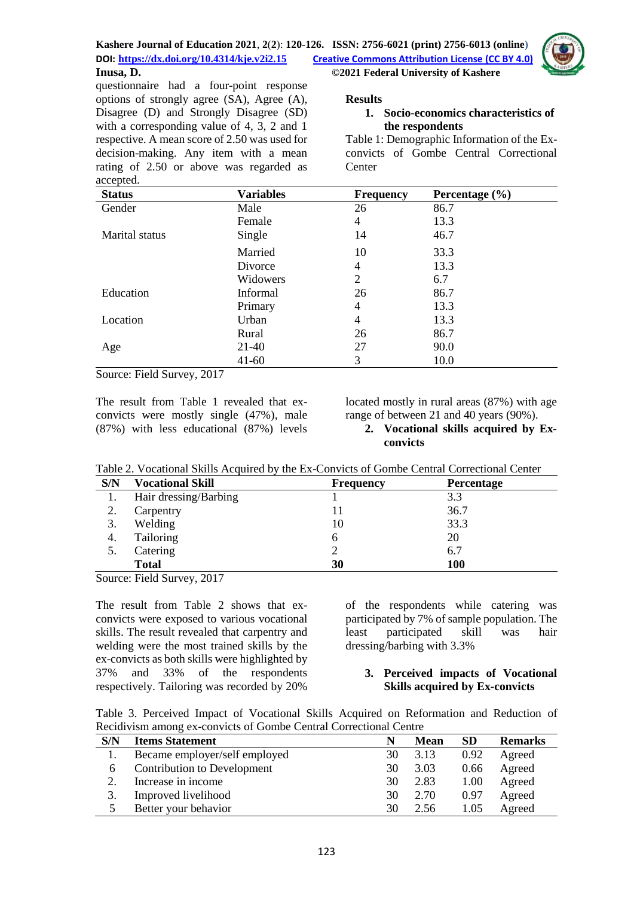questionnaire had a four-point response options of strongly agree (SA), Agree (A), Disagree (D) and Strongly Disagree (SD) with a corresponding value of 4, 3, 2 and 1 respective. A mean score of 2.50 was used for decision-making. Any item with a mean rating of 2.50 or above was regarded as accepted.

## Results

### 1. Socio-economics characteristics of the respondents

Table 1: Demographic Information of the Ex-convicts of Gombe Central Correctional Center

| Status | Variables | Frequency | Percentage (%) |
|---|---|---|---|
| Gender | Male | 26 | 86.7 |
| | Female | 4 | 13.3 |
| Marital status | Single | 14 | 46.7 |
| | Married | 10 | 33.3 |
| | Divorce | 4 | 13.3 |
| | Widowers | 2 | 6.7 |
| Education | Informal | 26 | 86.7 |
| | Primary | 4 | 13.3 |
| Location | Urban | 4 | 13.3 |
| | Rural | 26 | 86.7 |
| Age | 21-40 | 27 | 90.0 |
| | 41-60 | 3 | 10.0 |

Source: Field Survey, 2017

The result from Table 1 revealed that ex-convicts were mostly single (47%), male (87%) with less educational (87%) levels located mostly in rural areas (87%) with age range of between 21 and 40 years (90%).

### 2. Vocational skills acquired by Ex-convicts

Table 2. Vocational Skills Acquired by the Ex-Convicts of Gombe Central Correctional Center

| S/N | Vocational Skill | Frequency | Percentage |
|---|---|---|---|
| 1. | Hair dressing/Barbing | 1 | 3.3 |
| 2. | Carpentry | 11 | 36.7 |
| 3. | Welding | 10 | 33.3 |
| 4. | Tailoring | 6 | 20 |
| 5. | Catering | 2 | 6.7 |
| | **Total** | **30** | **100** |

Source: Field Survey, 2017

The result from Table 2 shows that ex-convicts were exposed to various vocational skills. The result revealed that carpentry and welding were the most trained skills by the ex-convicts as both skills were highlighted by 37% and 33% of the respondents respectively. Tailoring was recorded by 20% of the respondents while catering was participated by 7% of sample population. The least participated skill was hair dressing/barbing with 3.3%

### 3. Perceived impacts of Vocational Skills acquired by Ex-convicts

Table 3. Perceived Impact of Vocational Skills Acquired on Reformation and Reduction of Recidivism among ex-convicts of Gombe Central Correctional Centre

| S/N | Items Statement | N | Mean | SD | Remarks |
|---|---|---|---|---|---|
| 1. | Became employer/self employed | 30 | 3.13 | 0.92 | Agreed |
| 6 | Contribution to Development | 30 | 3.03 | 0.66 | Agreed |
| 2. | Increase in income | 30 | 2.83 | 1.00 | Agreed |
| 3. | Improved livelihood | 30 | 2.70 | 0.97 | Agreed |
| 5 | Better your behavior | 30 | 2.56 | 1.05 | Agreed |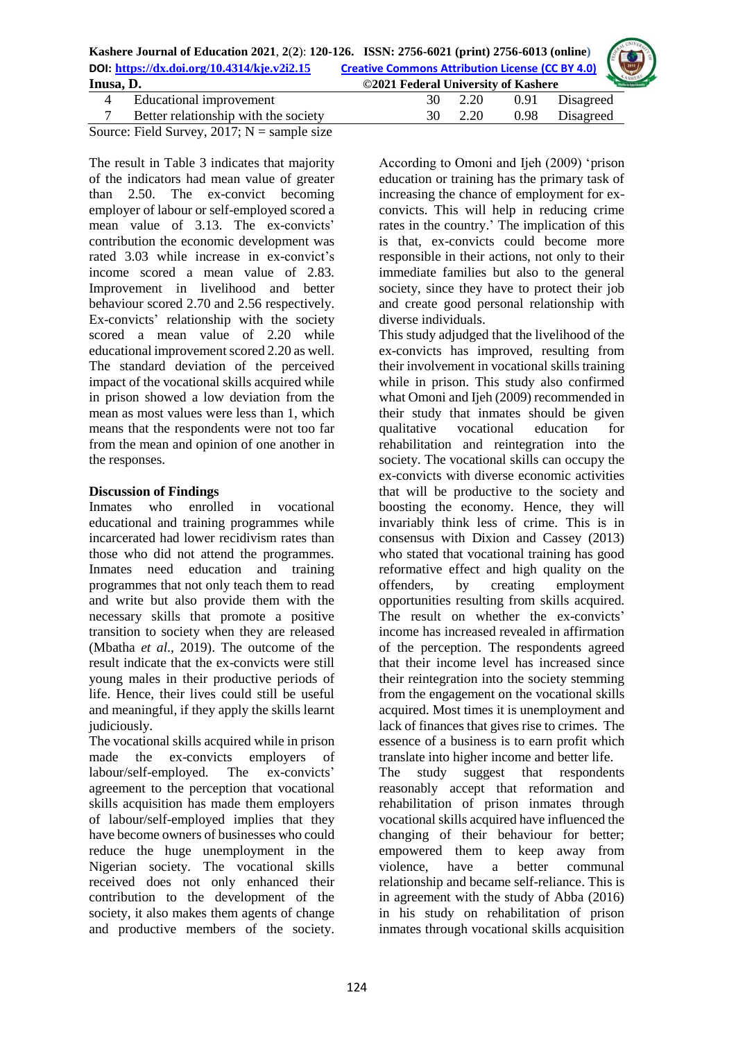| | | | | | |
|---|---|---|---|---|---|
| 4 | Educational improvement | 30 | 2.20 | 0.91 | Disagreed |
| 7 | Better relationship with the society | 30 | 2.20 | 0.98 | Disagreed |

Source: Field Survey, 2017; N = sample size

The result in Table 3 indicates that majority of the indicators had mean value of greater than 2.50. The ex-convict becoming employer of labour or self-employed scored a mean value of 3.13. The ex-convicts' contribution the economic development was rated 3.03 while increase in ex-convict's income scored a mean value of 2.83. Improvement in livelihood and better behaviour scored 2.70 and 2.56 respectively. Ex-convicts' relationship with the society scored a mean value of 2.20 while educational improvement scored 2.20 as well. The standard deviation of the perceived impact of the vocational skills acquired while in prison showed a low deviation from the mean as most values were less than 1, which means that the respondents were not too far from the mean and opinion of one another in the responses.

## Discussion of Findings

Inmates who enrolled in vocational educational and training programmes while incarcerated had lower recidivism rates than those who did not attend the programmes. Inmates need education and training programmes that not only teach them to read and write but also provide them with the necessary skills that promote a positive transition to society when they are released (Mbatha *et al*., 2019). The outcome of the result indicate that the ex-convicts were still young males in their productive periods of life. Hence, their lives could still be useful and meaningful, if they apply the skills learnt judiciously.

The vocational skills acquired while in prison made the ex-convicts employers of labour/self-employed. The ex-convicts' agreement to the perception that vocational skills acquisition has made them employers of labour/self-employed implies that they have become owners of businesses who could reduce the huge unemployment in the Nigerian society. The vocational skills received does not only enhanced their contribution to the development of the society, it also makes them agents of change and productive members of the society. According to Omoni and Ijeh (2009) 'prison education or training has the primary task of increasing the chance of employment for ex-convicts. This will help in reducing crime rates in the country.' The implication of this is that, ex-convicts could become more responsible in their actions, not only to their immediate families but also to the general society, since they have to protect their job and create good personal relationship with diverse individuals.

This study adjudged that the livelihood of the ex-convicts has improved, resulting from their involvement in vocational skills training while in prison. This study also confirmed what Omoni and Ijeh (2009) recommended in their study that inmates should be given qualitative vocational education for rehabilitation and reintegration into the society. The vocational skills can occupy the ex-convicts with diverse economic activities that will be productive to the society and boosting the economy. Hence, they will invariably think less of crime. This is in consensus with Dixion and Cassey (2013) who stated that vocational training has good reformative effect and high quality on the offenders, by creating employment opportunities resulting from skills acquired. The result on whether the ex-convicts' income has increased revealed in affirmation of the perception. The respondents agreed that their income level has increased since their reintegration into the society stemming from the engagement on the vocational skills acquired. Most times it is unemployment and lack of finances that gives rise to crimes. The essence of a business is to earn profit which translate into higher income and better life.

The study suggest that respondents reasonably accept that reformation and rehabilitation of prison inmates through vocational skills acquired have influenced the changing of their behaviour for better; empowered them to keep away from violence, have a better communal relationship and became self-reliance. This is in agreement with the study of Abba (2016) in his study on rehabilitation of prison inmates through vocational skills acquisition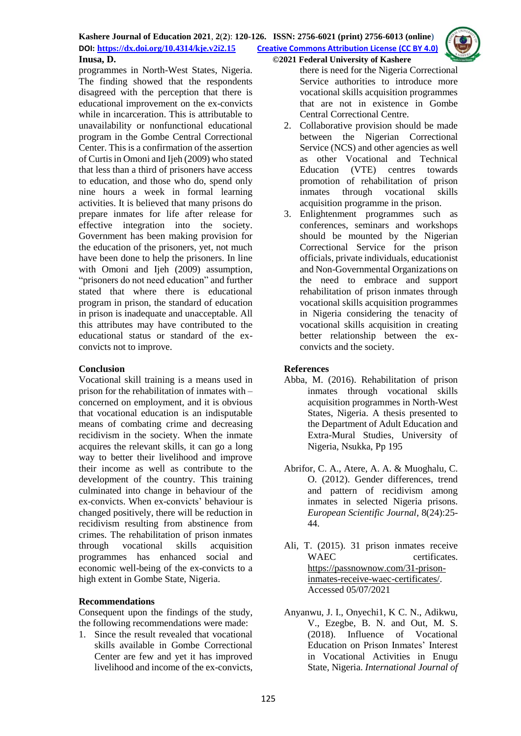programmes in North-West States, Nigeria. The finding showed that the respondents disagreed with the perception that there is educational improvement on the ex-convicts while in incarceration. This is attributable to unavailability or nonfunctional educational program in the Gombe Central Correctional Center. This is a confirmation of the assertion of Curtis in Omoni and Ijeh (2009) who stated that less than a third of prisoners have access to education, and those who do, spend only nine hours a week in formal learning activities. It is believed that many prisons do prepare inmates for life after release for effective integration into the society. Government has been making provision for the education of the prisoners, yet, not much have been done to help the prisoners. In line with Omoni and Ijeh (2009) assumption, "prisoners do not need education" and further stated that where there is educational program in prison, the standard of education in prison is inadequate and unacceptable. All this attributes may have contributed to the educational status or standard of the ex-convicts not to improve.

## Conclusion

Vocational skill training is a means used in prison for the rehabilitation of inmates with – concerned on employment, and it is obvious that vocational education is an indisputable means of combating crime and decreasing recidivism in the society. When the inmate acquires the relevant skills, it can go a long way to better their livelihood and improve their income as well as contribute to the development of the country. This training culminated into change in behaviour of the ex-convicts. When ex-convicts' behaviour is changed positively, there will be reduction in recidivism resulting from abstinence from crimes. The rehabilitation of prison inmates through vocational skills acquisition programmes has enhanced social and economic well-being of the ex-convicts to a high extent in Gombe State, Nigeria.

## Recommendations

Consequent upon the findings of the study, the following recommendations were made:

1. Since the result revealed that vocational skills available in Gombe Correctional Center are few and yet it has improved livelihood and income of the ex-convicts, there is need for the Nigeria Correctional Service authorities to introduce more vocational skills acquisition programmes that are not in existence in Gombe Central Correctional Centre.
2. Collaborative provision should be made between the Nigerian Correctional Service (NCS) and other agencies as well as other Vocational and Technical Education (VTE) centres towards promotion of rehabilitation of prison inmates through vocational skills acquisition programme in the prison.
3. Enlightenment programmes such as conferences, seminars and workshops should be mounted by the Nigerian Correctional Service for the prison officials, private individuals, educationist and Non-Governmental Organizations on the need to embrace and support rehabilitation of prison inmates through vocational skills acquisition programmes in Nigeria considering the tenacity of vocational skills acquisition in creating better relationship between the ex-convicts and the society.

## References

Abba, M. (2016). Rehabilitation of prison inmates through vocational skills acquisition programmes in North-West States, Nigeria. A thesis presented to the Department of Adult Education and Extra-Mural Studies, University of Nigeria, Nsukka, Pp 195

Abrifor, C. A., Atere, A. A. & Muoghalu, C. O. (2012). Gender differences, trend and pattern of recidivism among inmates in selected Nigeria prisons. *European Scientific Journal*, 8(24):25-44.

Ali, T. (2015). 31 prison inmates receive WAEC certificates. https://passnownow.com/31-prison-inmates-receive-waec-certificates/. Accessed 05/07/2021

Anyanwu, J. I., Onyechi1, K C. N., Adikwu, V., Ezegbe, B. N. and Out, M. S. (2018). Influence of Vocational Education on Prison Inmates' Interest in Vocational Activities in Enugu State, Nigeria. *International Journal of*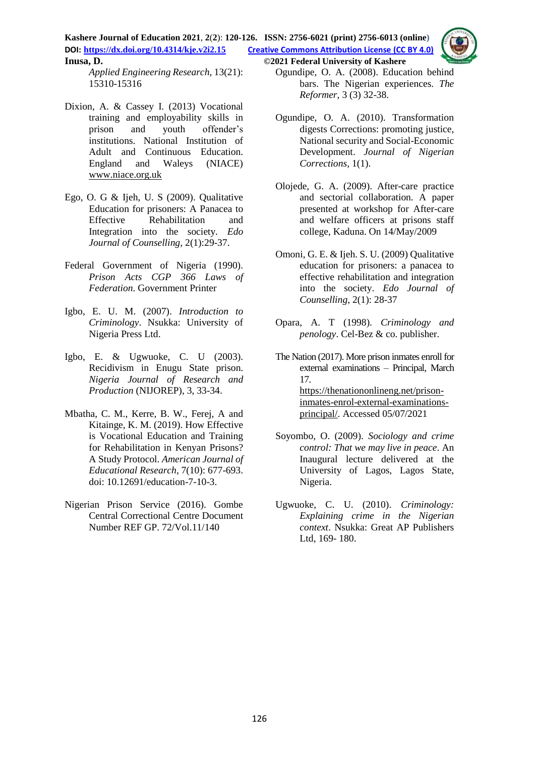Applied Engineering Research*, 13(21): 15310-15316

Dixion, A. & Cassey I. (2013) Vocational training and employability skills in prison and youth offender's institutions. National Institution of Adult and Continuous Education. England and Waleys (NIACE) www.niace.org.uk

Ego, O. G & Ijeh, U. S (2009). Qualitative Education for prisoners: A Panacea to Effective Rehabilitation and Integration into the society. *Edo Journal of Counselling*, 2(1):29-37.

Federal Government of Nigeria (1990). *Prison Acts CGP 366 Laws of Federation*. Government Printer

Igbo, E. U. M. (2007). *Introduction to Criminology*. Nsukka: University of Nigeria Press Ltd.

Igbo, E. & Ugwuoke, C. U (2003). Recidivism in Enugu State prison. *Nigeria Journal of Research and Production* (NIJOREP), 3, 33-34.

Mbatha, C. M., Kerre, B. W., Ferej, A and Kitainge, K. M. (2019). How Effective is Vocational Education and Training for Rehabilitation in Kenyan Prisons? A Study Protocol. *American Journal of Educational Research*, 7(10): 677-693. doi: 10.12691/education-7-10-3.

Nigerian Prison Service (2016). Gombe Central Correctional Centre Document Number REF GP. 72/Vol.11/140

Ogundipe, O. A. (2008). Education behind bars. The Nigerian experiences. *The Reformer*, 3 (3) 32-38.

Ogundipe, O. A. (2010). Transformation digests Corrections: promoting justice, National security and Social-Economic Development. *Journal of Nigerian Corrections*, 1(1).

Olojede, G. A. (2009). After-care practice and sectorial collaboration. A paper presented at workshop for After-care and welfare officers at prisons staff college, Kaduna. On 14/May/2009

Omoni, G. E. & Ijeh. S. U. (2009) Qualitative education for prisoners: a panacea to effective rehabilitation and integration into the society. *Edo Journal of Counselling*, 2(1): 28-37

Opara, A. T (1998). *Criminology and penology*. Cel-Bez & co. publisher.

The Nation (2017). More prison inmates enroll for external examinations – Principal, March 17. https://thenationonlineng.net/prison-inmates-enrol-external-examinations-principal/. Accessed 05/07/2021

Soyombo, O. (2009). *Sociology and crime control: That we may live in peace*. An Inaugural lecture delivered at the University of Lagos, Lagos State, Nigeria.

Ugwuoke, C. U. (2010). *Criminology: Explaining crime in the Nigerian context*. Nsukka: Great AP Publishers Ltd, 169- 180.